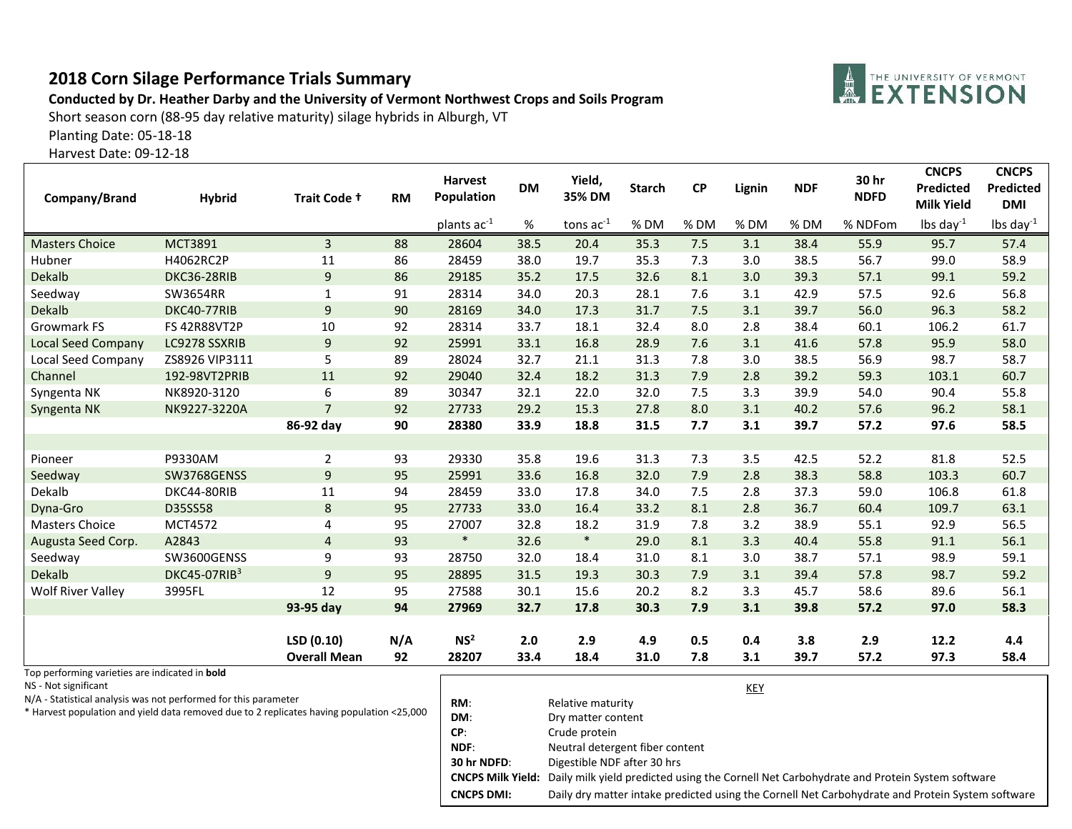## 2018 Corn Silage Performance Trials Summary

**Conducted by Dr. Heather Darby and the University of Vermont Northwest Crops and Soils Program**

Short season corn (88-95 day relative maturity) silage hybrids in Alburgh, VT

Planting Date: 05-18-18

Harvest Date: 09-12-18

| Company/Brand | Hybrid | Trait Code † | RM | Harvest Population | DM | Yield, 35% DM | Starch | CP | Lignin | NDF | 30 hr NDFD | CNCPS Predicted Milk Yield | CNCPS Predicted DMI |
|---|---|---|---|---|---|---|---|---|---|---|---|---|---|
| | | | | plants ac$^{-1}$ | % | tons ac$^{-1}$ | % DM | % DM | % DM | % DM | % NDFom | lbs day$^{-1}$ | lbs day$^{-1}$ |
| Masters Choice | MCT3891 | 3 | 88 | 28604 | 38.5 | 20.4 | 35.3 | 7.5 | 3.1 | 38.4 | 55.9 | 95.7 | 57.4 |
| Hubner | H4062RC2P | 11 | 86 | 28459 | 38.0 | 19.7 | 35.3 | 7.3 | 3.0 | 38.5 | 56.7 | 99.0 | 58.9 |
| Dekalb | DKC36-28RIB | 9 | 86 | 29185 | 35.2 | 17.5 | 32.6 | 8.1 | 3.0 | 39.3 | 57.1 | 99.1 | 59.2 |
| Seedway | SW3654RR | 1 | 91 | 28314 | 34.0 | 20.3 | 28.1 | 7.6 | 3.1 | 42.9 | 57.5 | 92.6 | 56.8 |
| Dekalb | DKC40-77RIB | 9 | 90 | 28169 | 34.0 | 17.3 | 31.7 | 7.5 | 3.1 | 39.7 | 56.0 | 96.3 | 58.2 |
| Growmark FS | FS 42R88VT2P | 10 | 92 | 28314 | 33.7 | 18.1 | 32.4 | 8.0 | 2.8 | 38.4 | 60.1 | 106.2 | 61.7 |
| Local Seed Company | LC9278 SSXRIB | 9 | 92 | 25991 | 33.1 | 16.8 | 28.9 | 7.6 | 3.1 | 41.6 | 57.8 | 95.9 | 58.0 |
| Local Seed Company | ZS8926 VIP3111 | 5 | 89 | 28024 | 32.7 | 21.1 | 31.3 | 7.8 | 3.0 | 38.5 | 56.9 | 98.7 | 58.7 |
| Channel | 192-98VT2PRIB | 11 | 92 | 29040 | 32.4 | 18.2 | 31.3 | 7.9 | 2.8 | 39.2 | 59.3 | 103.1 | 60.7 |
| Syngenta NK | NK8920-3120 | 6 | 89 | 30347 | 32.1 | 22.0 | 32.0 | 7.5 | 3.3 | 39.9 | 54.0 | 90.4 | 55.8 |
| Syngenta NK | NK9227-3220A | 7 | 92 | 27733 | 29.2 | 15.3 | 27.8 | 8.0 | 3.1 | 40.2 | 57.6 | 96.2 | 58.1 |
| | | **86-92 day** | **90** | **28380** | **33.9** | **18.8** | **31.5** | **7.7** | **3.1** | **39.7** | **57.2** | **97.6** | **58.5** |
| | | | | | | | | | | | | | |
| Pioneer | P9330AM | 2 | 93 | 29330 | 35.8 | 19.6 | 31.3 | 7.3 | 3.5 | 42.5 | 52.2 | 81.8 | 52.5 |
| Seedway | SW3768GENSS | 9 | 95 | 25991 | 33.6 | 16.8 | 32.0 | 7.9 | 2.8 | 38.3 | 58.8 | 103.3 | 60.7 |
| Dekalb | DKC44-80RIB | 11 | 94 | 28459 | 33.0 | 17.8 | 34.0 | 7.5 | 2.8 | 37.3 | 59.0 | 106.8 | 61.8 |
| Dyna-Gro | D35SS58 | 8 | 95 | 27733 | 33.0 | 16.4 | 33.2 | 8.1 | 2.8 | 36.7 | 60.4 | 109.7 | 63.1 |
| Masters Choice | MCT4572 | 4 | 95 | 27007 | 32.8 | 18.2 | 31.9 | 7.8 | 3.2 | 38.9 | 55.1 | 92.9 | 56.5 |
| Augusta Seed Corp. | A2843 | 4 | 93 | * | 32.6 | * | 29.0 | 8.1 | 3.3 | 40.4 | 55.8 | 91.1 | 56.1 |
| Seedway | SW3600GENSS | 9 | 93 | 28750 | 32.0 | 18.4 | 31.0 | 8.1 | 3.0 | 38.7 | 57.1 | 98.9 | 59.1 |
| Dekalb | DKC45-07RIB[3] | 9 | 95 | 28895 | 31.5 | 19.3 | 30.3 | 7.9 | 3.1 | 39.4 | 57.8 | 98.7 | 59.2 |
| Wolf River Valley | 3995FL | 12 | 95 | 27588 | 30.1 | 15.6 | 20.2 | 8.2 | 3.3 | 45.7 | 58.6 | 89.6 | 56.1 |
| | | **93-95 day** | **94** | **27969** | **32.7** | **17.8** | **30.3** | **7.9** | **3.1** | **39.8** | **57.2** | **97.0** | **58.3** |
| | | | | | | | | | | | | | |
| | | **LSD (0.10)** | **N/A** | **NS[2]** | **2.0** | **2.9** | **4.9** | **0.5** | **0.4** | **3.8** | **2.9** | **12.2** | **4.4** |
| | | **Overall Mean** | **92** | **28207** | **33.4** | **18.4** | **31.0** | **7.8** | **3.1** | **39.7** | **57.2** | **97.3** | **58.4** |

Top performing varieties are indicated in **bold**

NS - Not significant

N/A - Statistical analysis was not performed for this parameter

* Harvest population and yield data removed due to 2 replicates having population <25,000

**KEY**

| | |
|---|---|
| **RM**: | Relative maturity |
| **DM**: | Dry matter content |
| **CP**: | Crude protein |
| **NDF**: | Neutral detergent fiber content |
| **30 hr NDFD**: | Digestible NDF after 30 hrs |
| **CNCPS Milk Yield**: | Daily milk yield predicted using the Cornell Net Carbohydrate and Protein System software |
| **CNCPS DMI**: | Daily dry matter intake predicted using the Cornell Net Carbohydrate and Protein System software |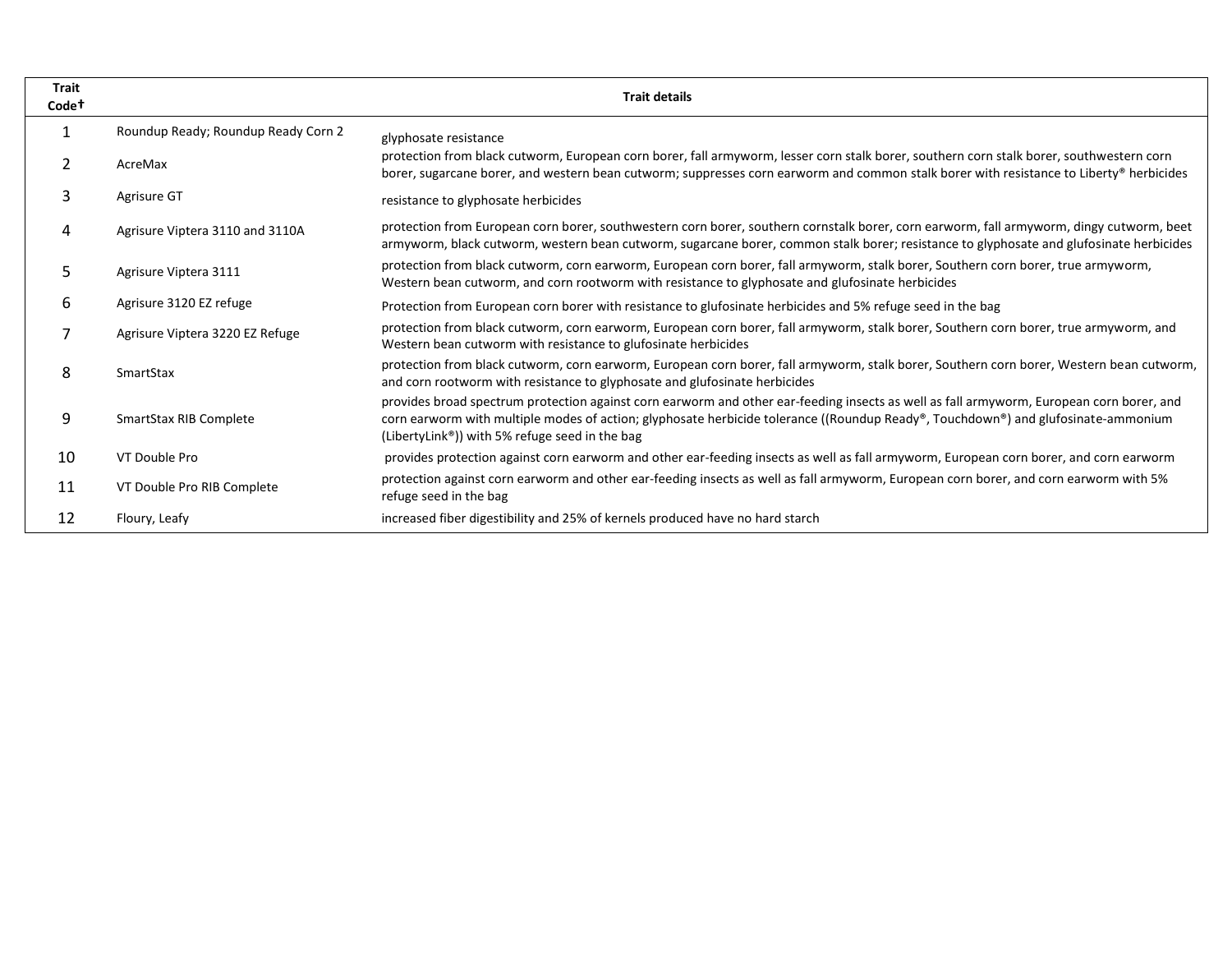| Trait Code† | | Trait details |
|---|---|---|
| 1 | Roundup Ready; Roundup Ready Corn 2 | glyphosate resistance |
| 2 | AcreMax | protection from black cutworm, European corn borer, fall armyworm, lesser corn stalk borer, southern corn stalk borer, southwestern corn borer, sugarcane borer, and western bean cutworm; suppresses corn earworm and common stalk borer with resistance to Liberty® herbicides |
| 3 | Agrisure GT | resistance to glyphosate herbicides |
| 4 | Agrisure Viptera 3110 and 3110A | protection from European corn borer, southwestern corn borer, southern cornstalk borer, corn earworm, fall armyworm, dingy cutworm, beet armyworm, black cutworm, western bean cutworm, sugarcane borer, common stalk borer; resistance to glyphosate and glufosinate herbicides |
| 5 | Agrisure Viptera 3111 | protection from black cutworm, corn earworm, European corn borer, fall armyworm, stalk borer, Southern corn borer, true armyworm, Western bean cutworm, and corn rootworm with resistance to glyphosate and glufosinate herbicides |
| 6 | Agrisure 3120 EZ refuge | Protection from European corn borer with resistance to glufosinate herbicides and 5% refuge seed in the bag |
| 7 | Agrisure Viptera 3220 EZ Refuge | protection from black cutworm, corn earworm, European corn borer, fall armyworm, stalk borer, Southern corn borer, true armyworm, and Western bean cutworm with resistance to glufosinate herbicides |
| 8 | SmartStax | protection from black cutworm, corn earworm, European corn borer, fall armyworm, stalk borer, Southern corn borer, Western bean cutworm, and corn rootworm with resistance to glyphosate and glufosinate herbicides |
| 9 | SmartStax RIB Complete | provides broad spectrum protection against corn earworm and other ear-feeding insects as well as fall armyworm, European corn borer, and corn earworm with multiple modes of action; glyphosate herbicide tolerance ((Roundup Ready®, Touchdown®) and glufosinate-ammonium (LibertyLink®)) with 5% refuge seed in the bag |
| 10 | VT Double Pro | provides protection against corn earworm and other ear-feeding insects as well as fall armyworm, European corn borer, and corn earworm |
| 11 | VT Double Pro RIB Complete | protection against corn earworm and other ear-feeding insects as well as fall armyworm, European corn borer, and corn earworm with 5% refuge seed in the bag |
| 12 | Floury, Leafy | increased fiber digestibility and 25% of kernels produced have no hard starch |